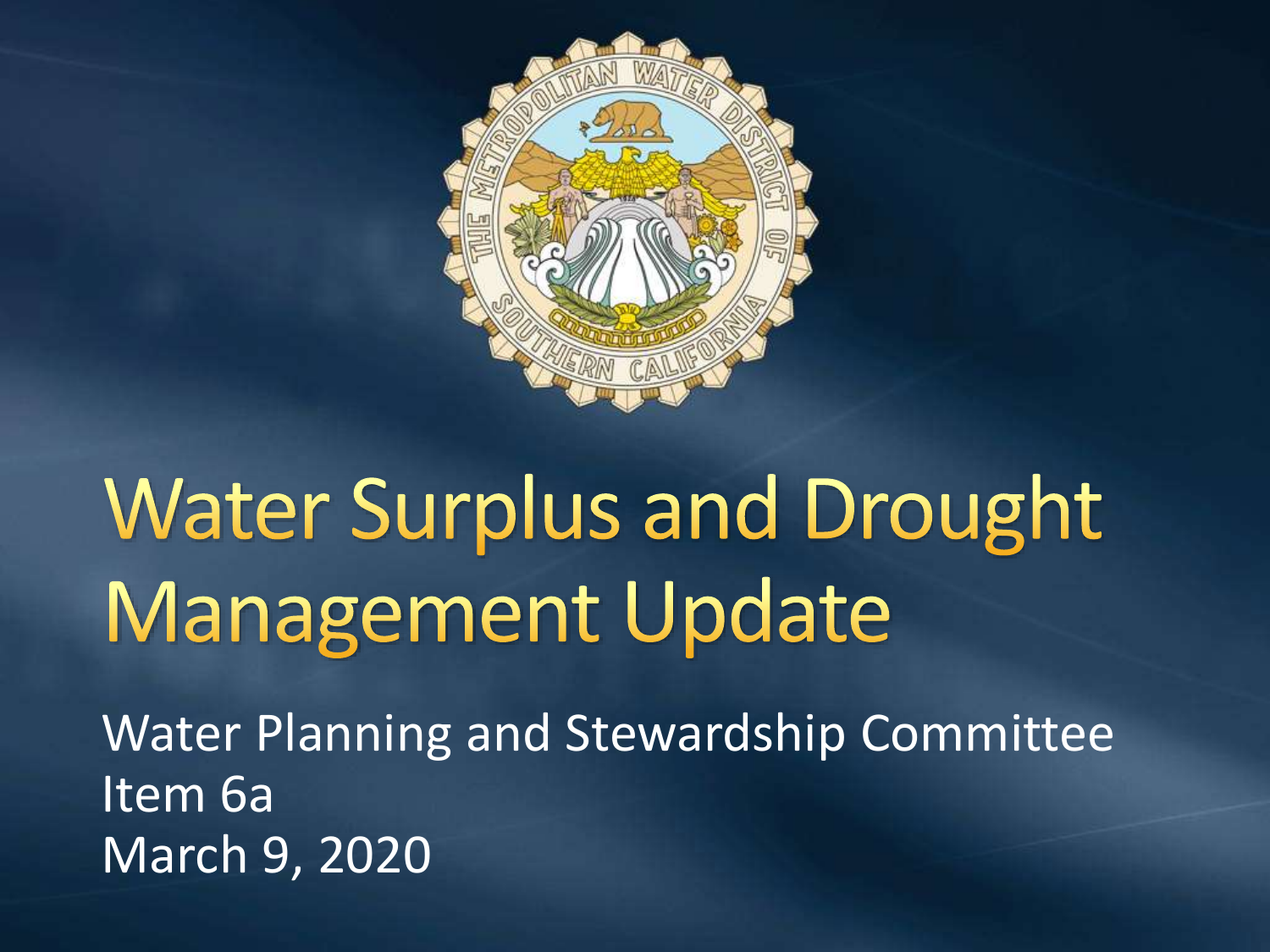# Water Surplus and Drought Management Update

Water Planning and Stewardship Committee
Item 6a
March 9, 2020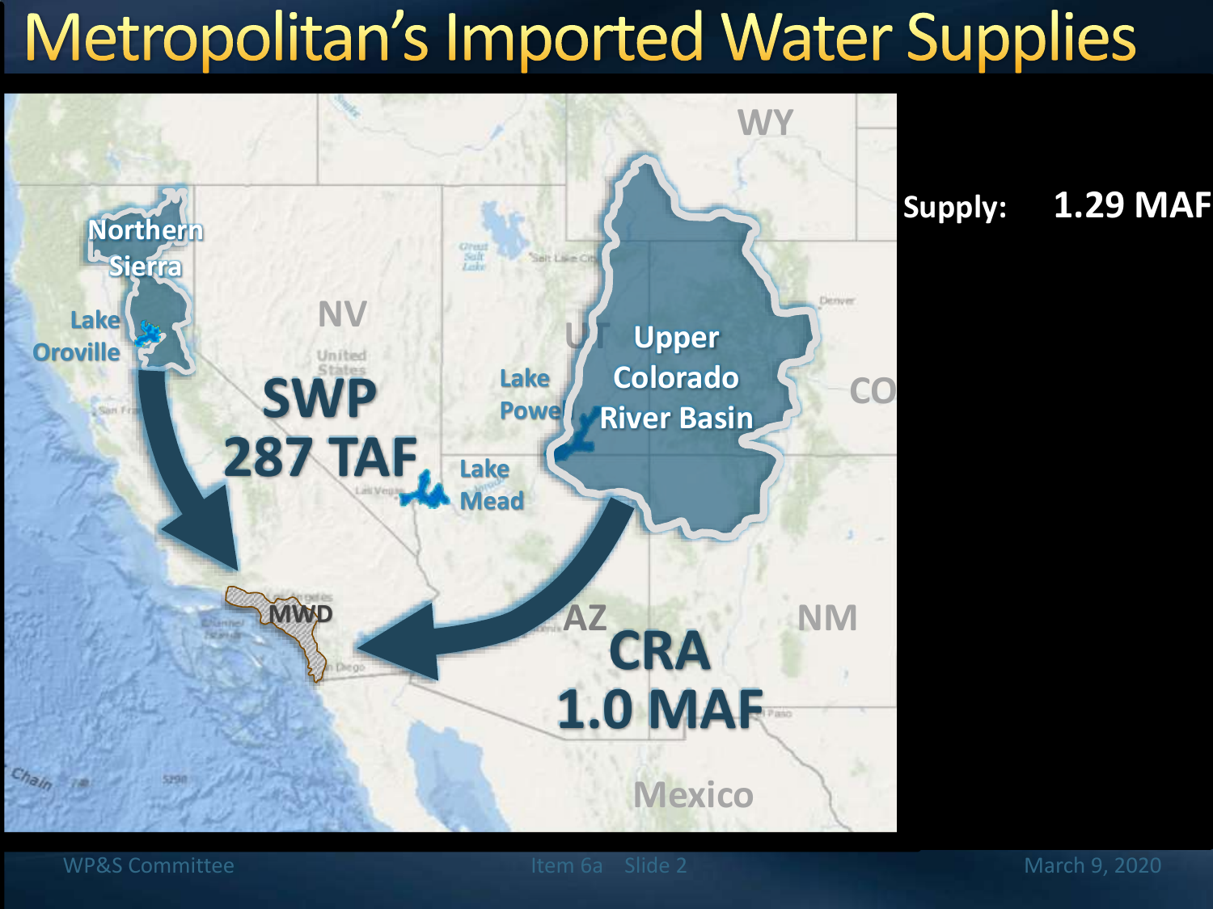# Metropolitan's Imported Water Supplies

Northern Sierra

Lake Oroville

SWP 287 TAF

Lake Powell

Upper Colorado River Basin

Lake Mead

MWD

CRA 1.0 MAF

NV

UT

WY

CO

AZ

NM

Mexico

Supply: 1.29 MAF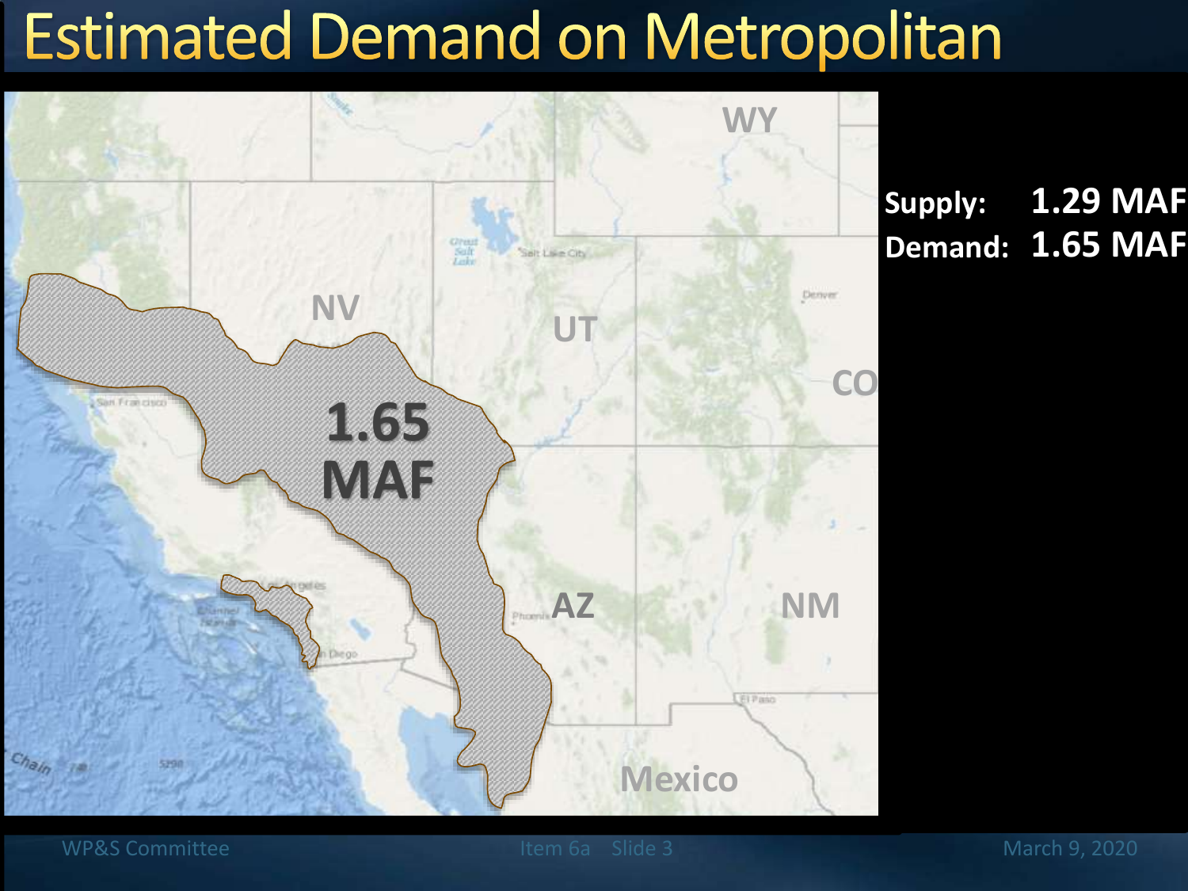# Estimated Demand on Metropolitan

WY

NV

UT

CO

AZ

NM

Mexico

1.65 MAF

**Supply:** 1.29 MAF

**Demand:** 1.65 MAF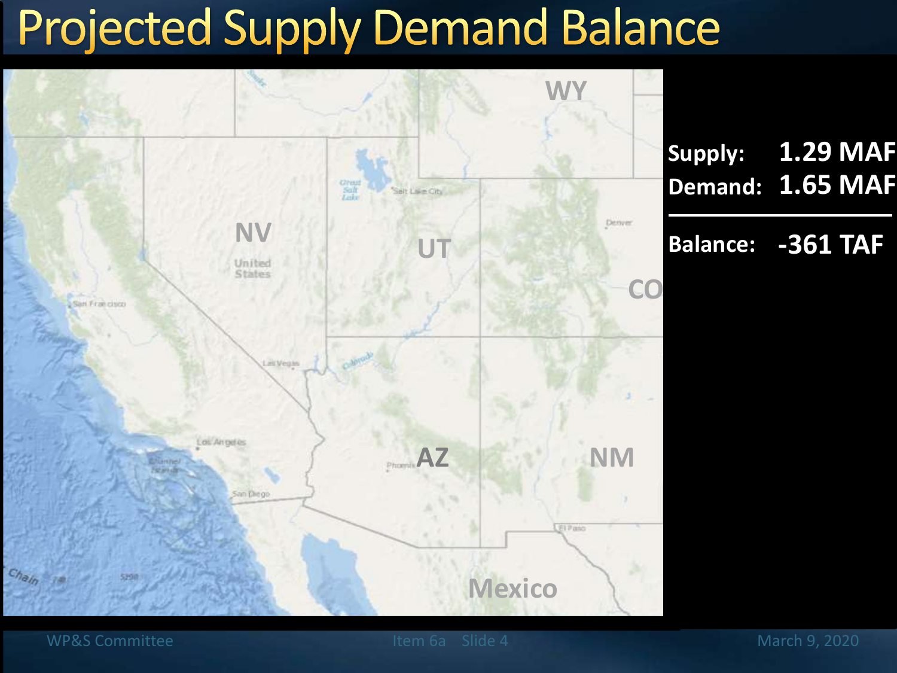# Projected Supply Demand Balance

Supply: 1.29 MAF

Demand: 1.65 MAF

Balance: -361 TAF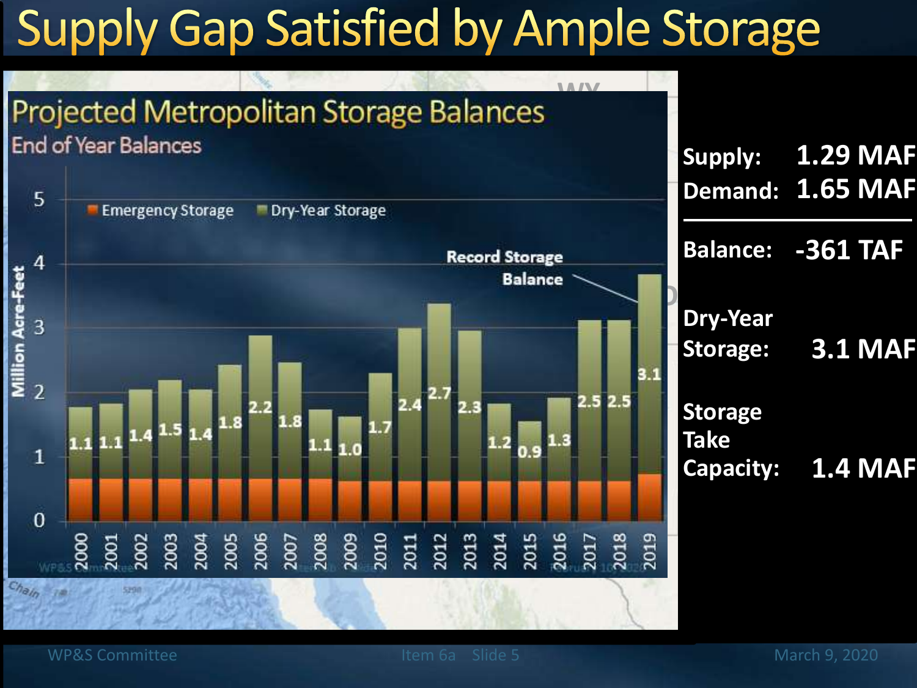# Supply Gap Satisfied by Ample Storage

## Projected Metropolitan Storage Balances

End of Year Balances

Emergency Storage
Dry-Year Storage

Million Acre-Feet

0
1
2
3
4
5

Record Storage Balance

1.1 1.1 1.4 1.5 1.4 1.8 2.2 1.8 1.1 1.0 1.7 2.4 2.7 2.3 1.2 0.9 1.3 2.5 2.5 3.1

2000 2001 2002 2003 2004 2005 2006 2007 2008 2009 2010 2011 2012 2013 2014 2015 2016 2017 2018 2019

Supply: 1.29 MAF
Demand: 1.65 MAF

Balance: -361 TAF

Dry-Year Storage: 3.1 MAF

Storage Take Capacity: 1.4 MAF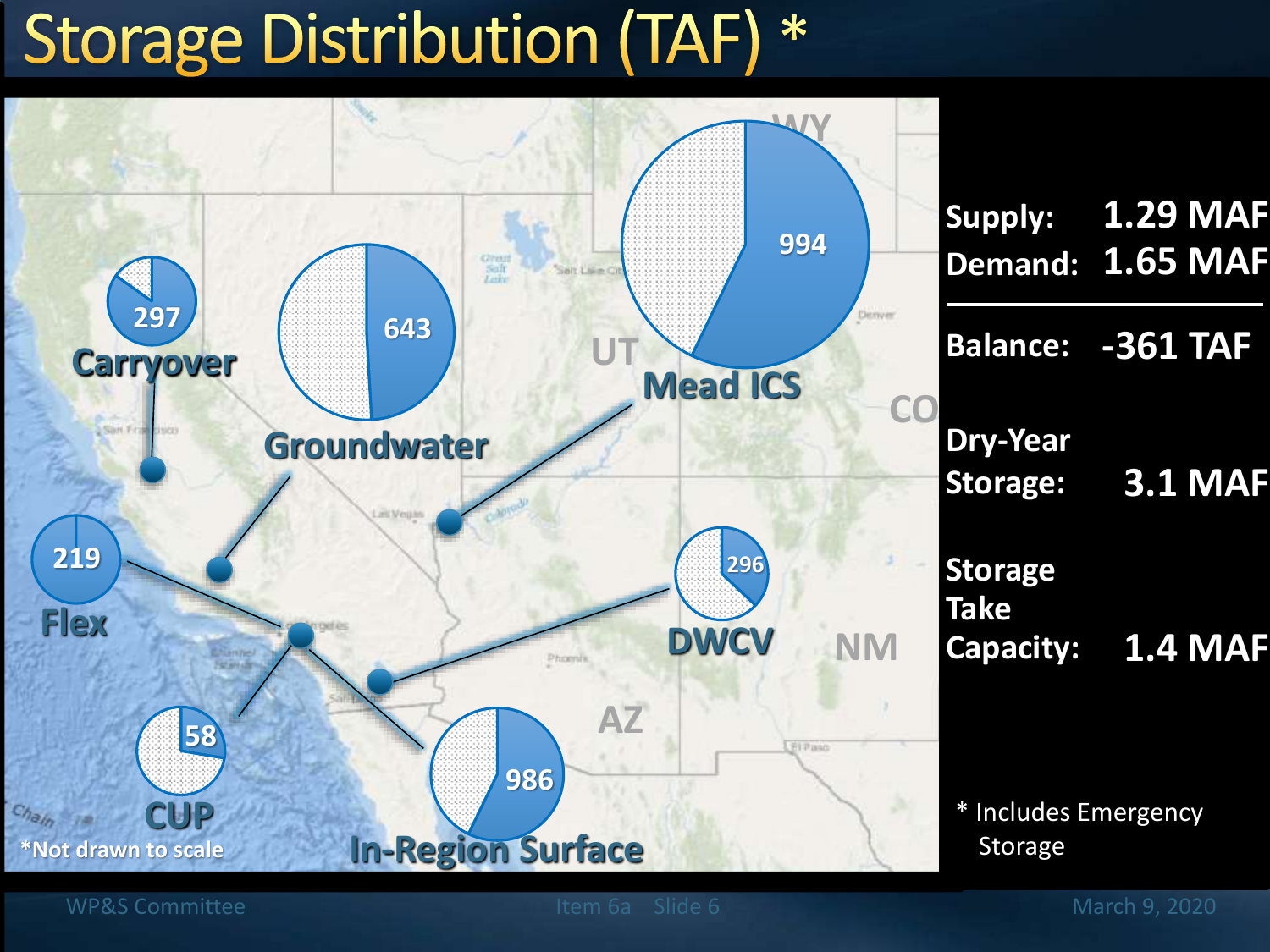# Storage Distribution (TAF) *

297
Carryover

643
Groundwater

994
Mead ICS

219
Flex

296
DWCV

58
CUP

986
In-Region Surface

*Not drawn to scale

Supply: 1.29 MAF
Demand: 1.65 MAF

Balance: -361 TAF

Dry-Year Storage: 3.1 MAF

Storage Take Capacity: 1.4 MAF

* Includes Emergency Storage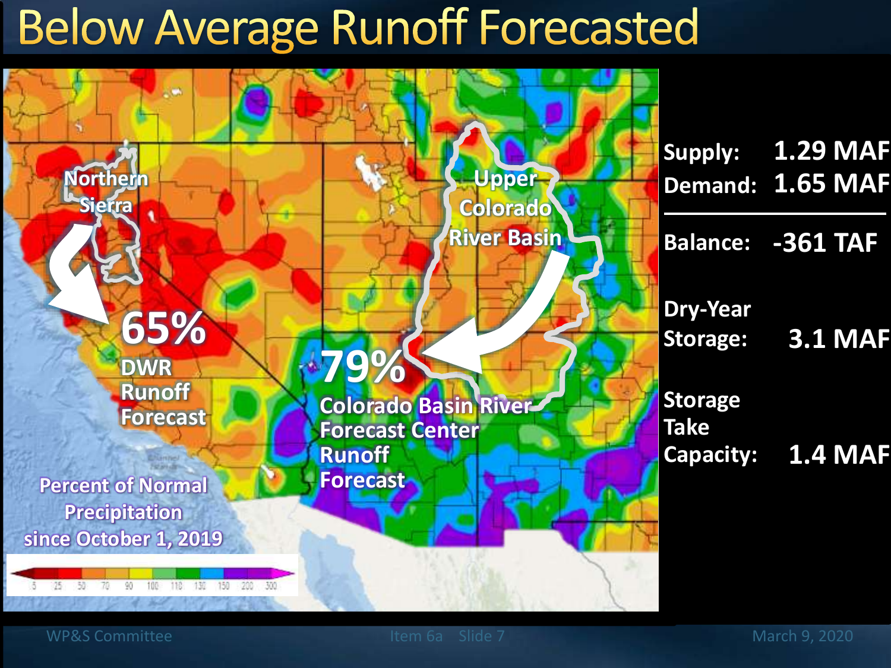# Below Average Runoff Forecasted

Northern Sierra

65%
DWR Runoff Forecast

Upper Colorado River Basin

79%
Colorado Basin River Forecast Center Runoff Forecast

Percent of Normal Precipitation since October 1, 2019

5 25 50 70 90 100 110 130 150 200 300

Supply: 1.29 MAF

Demand: 1.65 MAF

Balance: -361 TAF

Dry-Year Storage: 3.1 MAF

Storage Take Capacity: 1.4 MAF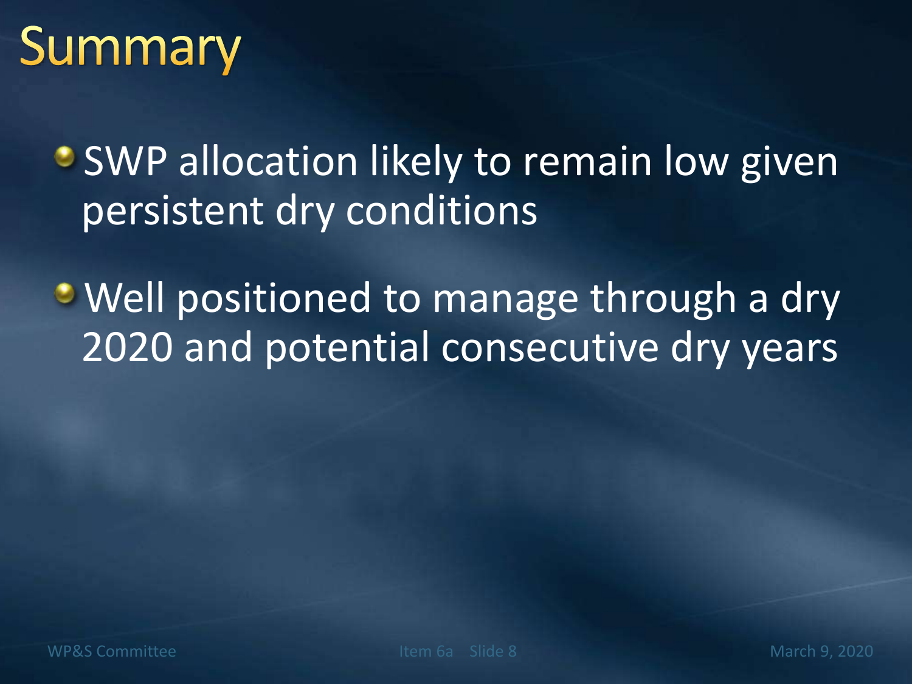# Summary

- SWP allocation likely to remain low given persistent dry conditions
- Well positioned to manage through a dry 2020 and potential consecutive dry years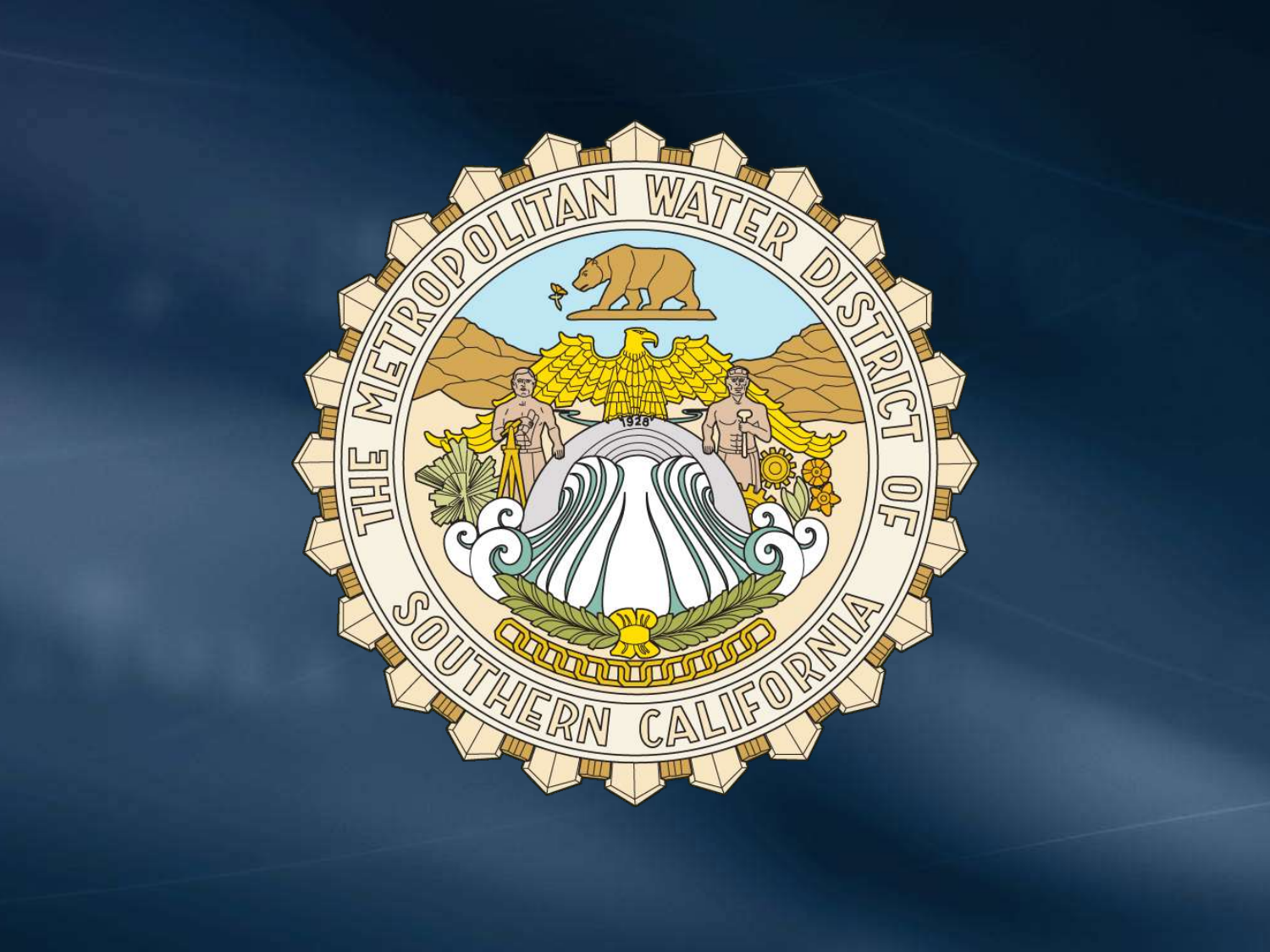THE METROPOLITAN WATER DISTRICT OF SOUTHERN CALIFORNIA

1928